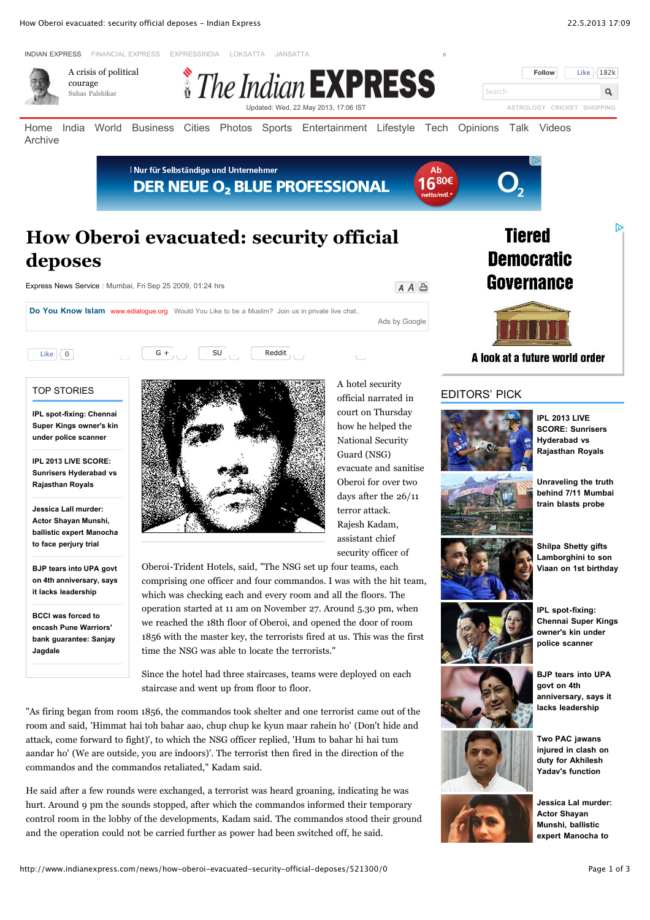# How Oberoi evacuated: security official deposes

Express News Service : Mumbai, Fri Sep 25 2009, 01:24 hrs

A hotel security official narrated in court on Thursday how he helped the National Security Guard (NSG) evacuate and sanitise Oberoi for over two days after the 26/11 terror attack. Rajesh Kadam, assistant chief security officer of Oberoi-Trident Hotels, said, "The NSG set up four teams, each comprising one officer and four commandos. I was with the hit team, which was checking each and every room and all the floors. The operation started at 11 am on November 27. Around 5.30 pm, when we reached the 18th floor of Oberoi, and opened the door of room 1856 with the master key, the terrorists fired at us. This was the first time the NSG was able to locate the terrorists."

Since the hotel had three staircases, teams were deployed on each staircase and went up from floor to floor.

"As firing began from room 1856, the commandos took shelter and one terrorist came out of the room and said, 'Himmat hai toh bahar aao, chup chup ke kyun maar rahein ho' (Don't hide and attack, come forward to fight)', to which the NSG officer replied, 'Hum to bahar hi hai tum aandar ho' (We are outside, you are indoors)'. The terrorist then fired in the direction of the commandos and the commandos retaliated," Kadam said.

He said after a few rounds were exchanged, a terrorist was heard groaning, indicating he was hurt. Around 9 pm the sounds stopped, after which the commandos informed their temporary control room in the lobby of the developments, Kadam said. The commandos stood their ground and the operation could not be carried further as power had been switched off, he said.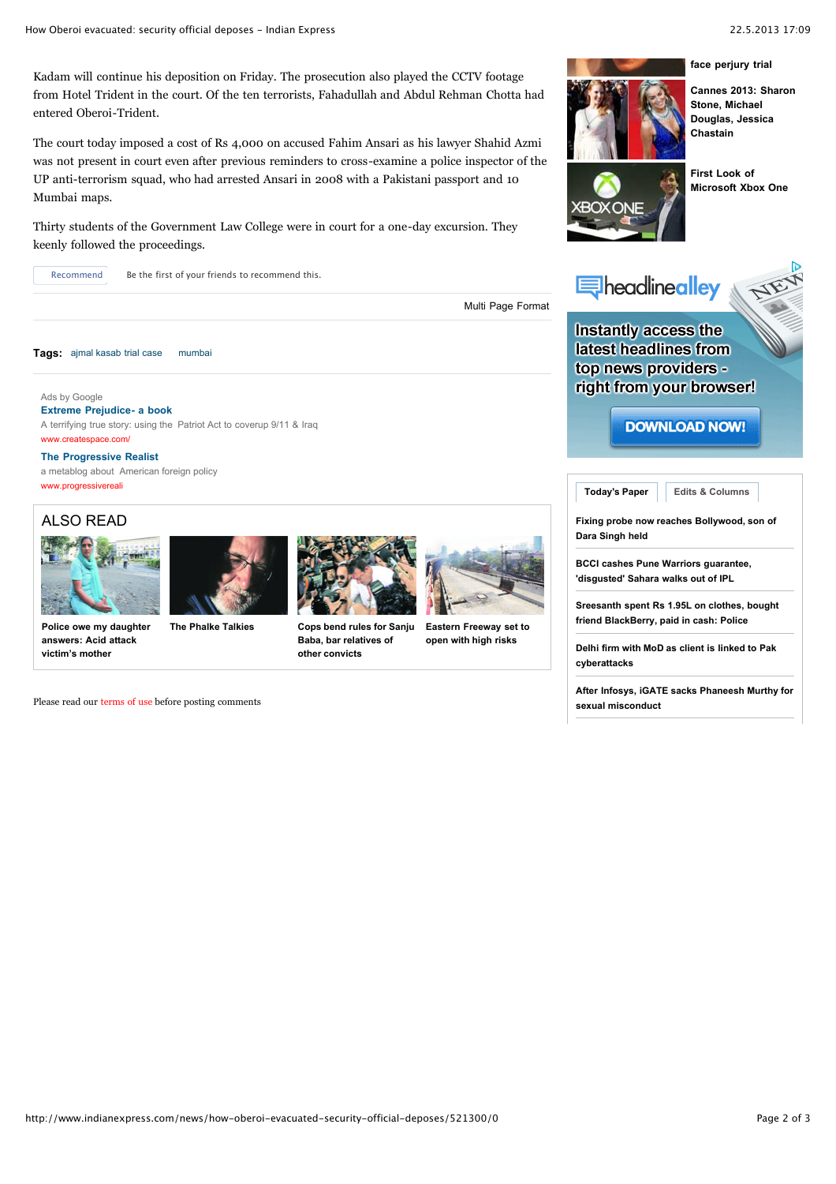Kadam will continue his deposition on Friday. The prosecution also played the CCTV footage from Hotel Trident in the court. Of the ten terrorists, Fahadullah and Abdul Rehman Chotta had entered Oberoi-Trident.

The court today imposed a cost of Rs 4,000 on accused Fahim Ansari as his lawyer Shahid Azmi was not present in court even after previous reminders to cross-examine a police inspector of the UP anti-terrorism squad, who had arrested Ansari in 2008 with a Pakistani passport and 10 Mumbai maps.

Thirty students of the Government Law College were in court for a one-day excursion. They keenly followed the proceedings.

Recommend Be the first of your friends to recommend this.

Multi Page Format

**Tags:** ajmal kasab trial case mumbai

Ads by Google

**Extreme Prejudice- a book**
A terrifying true story: using the Patriot Act to coverup 9/11 & Iraq
www.createspace.com/

**The Progressive Realist**
a metablog about American foreign policy
www.progressivereali

## ALSO READ

**Police owe my daughter answers: Acid attack victim's mother**

**The Phalke Talkies**

**Cops bend rules for Sanju Baba, bar relatives of other convicts**

**Eastern Freeway set to open with high risks**

Please read our terms of use before posting comments

**face perjury trial**

**Cannes 2013: Sharon Stone, Michael Douglas, Jessica Chastain**

**First Look of Microsoft Xbox One**

headlinealley
Instantly access the latest headlines from top news providers - right from your browser!
DOWNLOAD NOW!

Today's Paper | Edits & Columns

**Fixing probe now reaches Bollywood, son of Dara Singh held**

**BCCI cashes Pune Warriors guarantee, 'disgusted' Sahara walks out of IPL**

**Sreesanth spent Rs 1.95L on clothes, bought friend BlackBerry, paid in cash: Police**

**Delhi firm with MoD as client is linked to Pak cyberattacks**

**After Infosys, iGATE sacks Phaneesh Murthy for sexual misconduct**